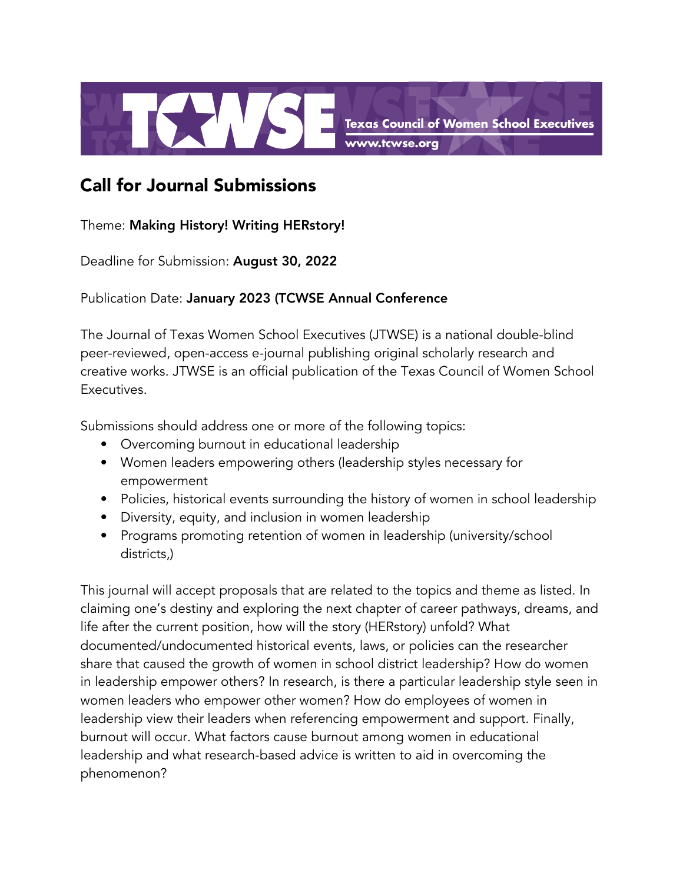Texas Council of Women School Executives
www.tcwse.org

## Call for Journal Submissions

Theme: **Making History! Writing HERstory!**

Deadline for Submission: **August 30, 2022**

Publication Date: **January 2023 (TCWSE Annual Conference**

The Journal of Texas Women School Executives (JTWSE) is a national double-blind peer-reviewed, open-access e-journal publishing original scholarly research and creative works. JTWSE is an official publication of the Texas Council of Women School Executives.

Submissions should address one or more of the following topics:

- Overcoming burnout in educational leadership
- Women leaders empowering others (leadership styles necessary for empowerment
- Policies, historical events surrounding the history of women in school leadership
- Diversity, equity, and inclusion in women leadership
- Programs promoting retention of women in leadership (university/school districts,)

This journal will accept proposals that are related to the topics and theme as listed. In claiming one's destiny and exploring the next chapter of career pathways, dreams, and life after the current position, how will the story (HERstory) unfold? What documented/undocumented historical events, laws, or policies can the researcher share that caused the growth of women in school district leadership? How do women in leadership empower others? In research, is there a particular leadership style seen in women leaders who empower other women? How do employees of women in leadership view their leaders when referencing empowerment and support. Finally, burnout will occur. What factors cause burnout among women in educational leadership and what research-based advice is written to aid in overcoming the phenomenon?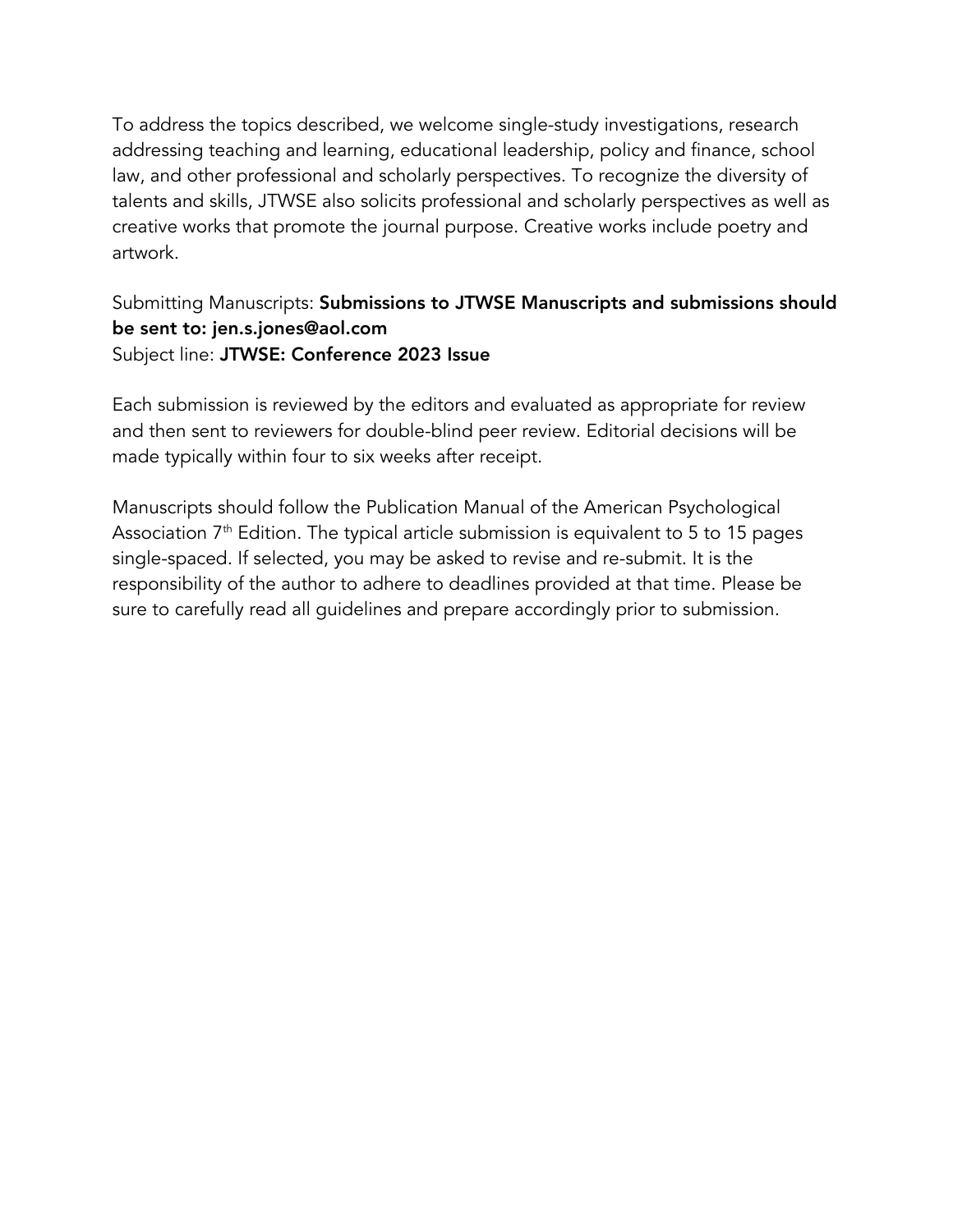To address the topics described, we welcome single-study investigations, research addressing teaching and learning, educational leadership, policy and finance, school law, and other professional and scholarly perspectives. To recognize the diversity of talents and skills, JTWSE also solicits professional and scholarly perspectives as well as creative works that promote the journal purpose. Creative works include poetry and artwork.

Submitting Manuscripts: **Submissions to JTWSE Manuscripts and submissions should be sent to: jen.s.jones@aol.com**
Subject line: **JTWSE: Conference 2023 Issue**

Each submission is reviewed by the editors and evaluated as appropriate for review and then sent to reviewers for double-blind peer review. Editorial decisions will be made typically within four to six weeks after receipt.

Manuscripts should follow the Publication Manual of the American Psychological Association 7th Edition. The typical article submission is equivalent to 5 to 15 pages single-spaced. If selected, you may be asked to revise and re-submit. It is the responsibility of the author to adhere to deadlines provided at that time. Please be sure to carefully read all guidelines and prepare accordingly prior to submission.